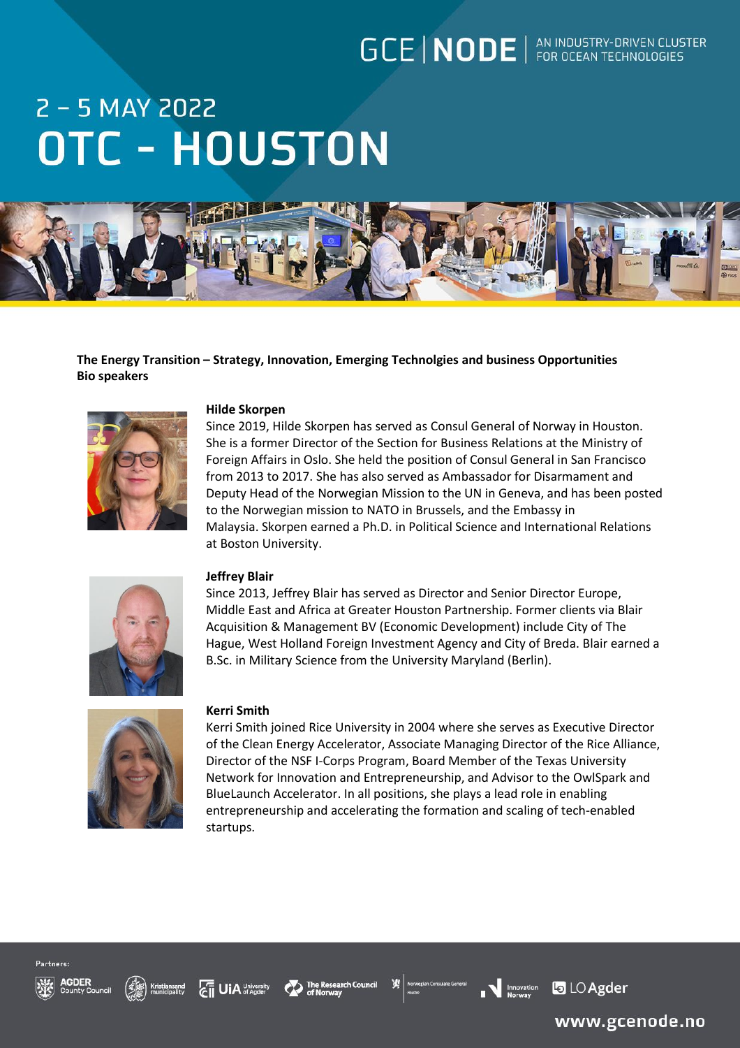GCE | NODE AN INDUSTRY-DRIVEN CLUSTER FOR OCEAN TECHNOLOGIES

# 2 – 5 MAY 2022

# OTC - HOUSTON

**The Energy Transition – Strategy, Innovation, Emerging Technolgies and business Opportunities**
**Bio speakers**

**Hilde Skorpen**
Since 2019, Hilde Skorpen has served as Consul General of Norway in Houston. She is a former Director of the Section for Business Relations at the Ministry of Foreign Affairs in Oslo. She held the position of Consul General in San Francisco from 2013 to 2017. She has also served as Ambassador for Disarmament and Deputy Head of the Norwegian Mission to the UN in Geneva, and has been posted to the Norwegian mission to NATO in Brussels, and the Embassy in Malaysia. Skorpen earned a Ph.D. in Political Science and International Relations at Boston University.

**Jeffrey Blair**
Since 2013, Jeffrey Blair has served as Director and Senior Director Europe, Middle East and Africa at Greater Houston Partnership. Former clients via Blair Acquisition & Management BV (Economic Development) include City of The Hague, West Holland Foreign Investment Agency and City of Breda. Blair earned a B.Sc. in Military Science from the University Maryland (Berlin).

**Kerri Smith**
Kerri Smith joined Rice University in 2004 where she serves as Executive Director of the Clean Energy Accelerator, Associate Managing Director of the Rice Alliance, Director of the NSF I-Corps Program, Board Member of the Texas University Network for Innovation and Entrepreneurship, and Advisor to the OwlSpark and BlueLaunch Accelerator. In all positions, she plays a lead role in enabling entrepreneurship and accelerating the formation and scaling of tech-enabled startups.

Partners: AGDER County Council, Kristiansand municipality, UiA University of Agder, The Research Council of Norway, Norwegian Consulate General Houston, Innovation Norway, LO Agder

www.gcenode.no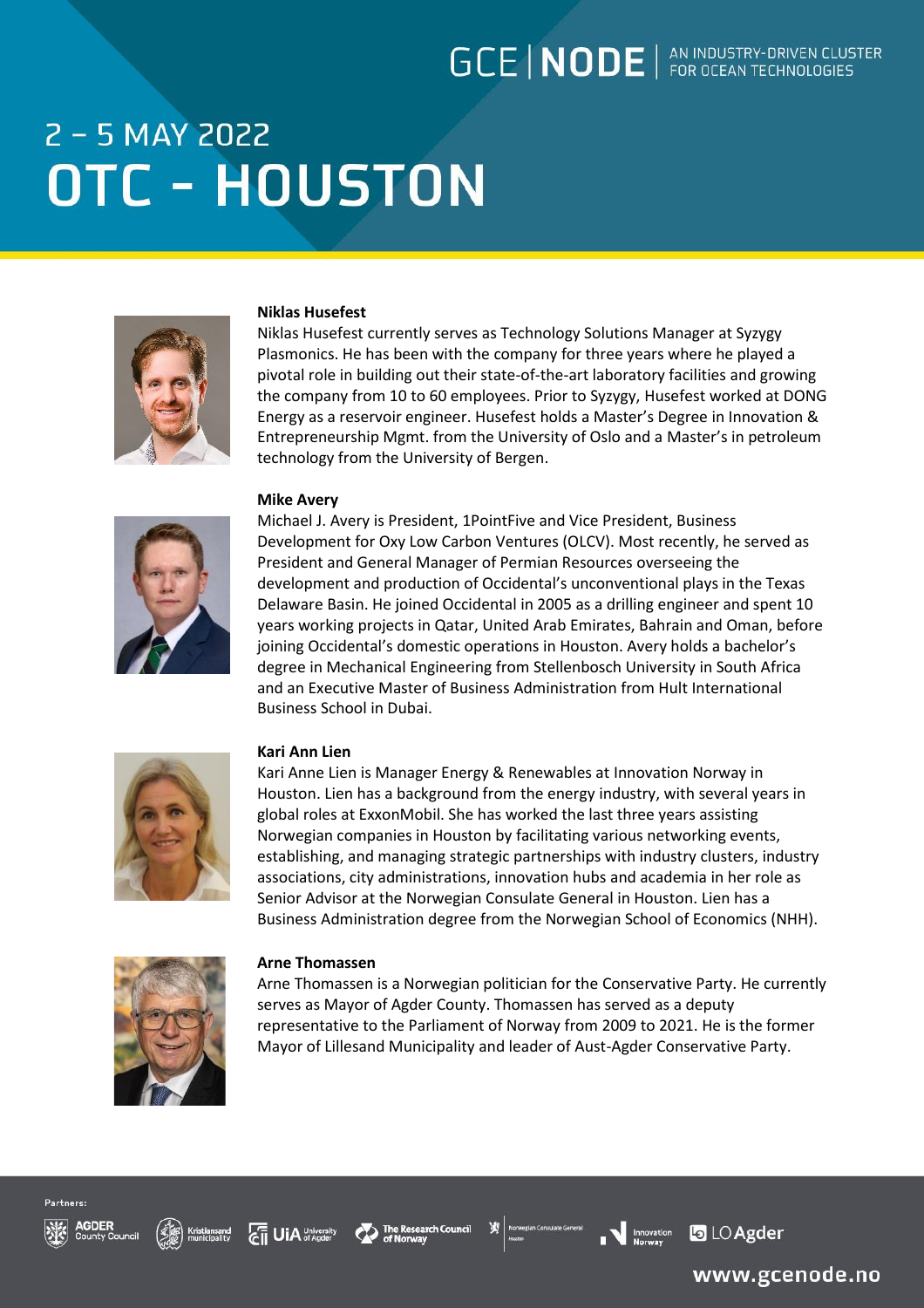# 2 – 5 MAY 2022

# OTC - HOUSTON

**Niklas Husefest**
Niklas Husefest currently serves as Technology Solutions Manager at Syzygy Plasmonics. He has been with the company for three years where he played a pivotal role in building out their state-of-the-art laboratory facilities and growing the company from 10 to 60 employees. Prior to Syzygy, Husefest worked at DONG Energy as a reservoir engineer. Husefest holds a Master's Degree in Innovation & Entrepreneurship Mgmt. from the University of Oslo and a Master's in petroleum technology from the University of Bergen.

**Mike Avery**
Michael J. Avery is President, 1PointFive and Vice President, Business Development for Oxy Low Carbon Ventures (OLCV). Most recently, he served as President and General Manager of Permian Resources overseeing the development and production of Occidental's unconventional plays in the Texas Delaware Basin. He joined Occidental in 2005 as a drilling engineer and spent 10 years working projects in Qatar, United Arab Emirates, Bahrain and Oman, before joining Occidental's domestic operations in Houston. Avery holds a bachelor's degree in Mechanical Engineering from Stellenbosch University in South Africa and an Executive Master of Business Administration from Hult International Business School in Dubai.

**Kari Ann Lien**
Kari Anne Lien is Manager Energy & Renewables at Innovation Norway in Houston. Lien has a background from the energy industry, with several years in global roles at ExxonMobil. She has worked the last three years assisting Norwegian companies in Houston by facilitating various networking events, establishing, and managing strategic partnerships with industry clusters, industry associations, city administrations, innovation hubs and academia in her role as Senior Advisor at the Norwegian Consulate General in Houston. Lien has a Business Administration degree from the Norwegian School of Economics (NHH).

**Arne Thomassen**
Arne Thomassen is a Norwegian politician for the Conservative Party. He currently serves as Mayor of Agder County. Thomassen has served as a deputy representative to the Parliament of Norway from 2009 to 2021. He is the former Mayor of Lillesand Municipality and leader of Aust-Agder Conservative Party.